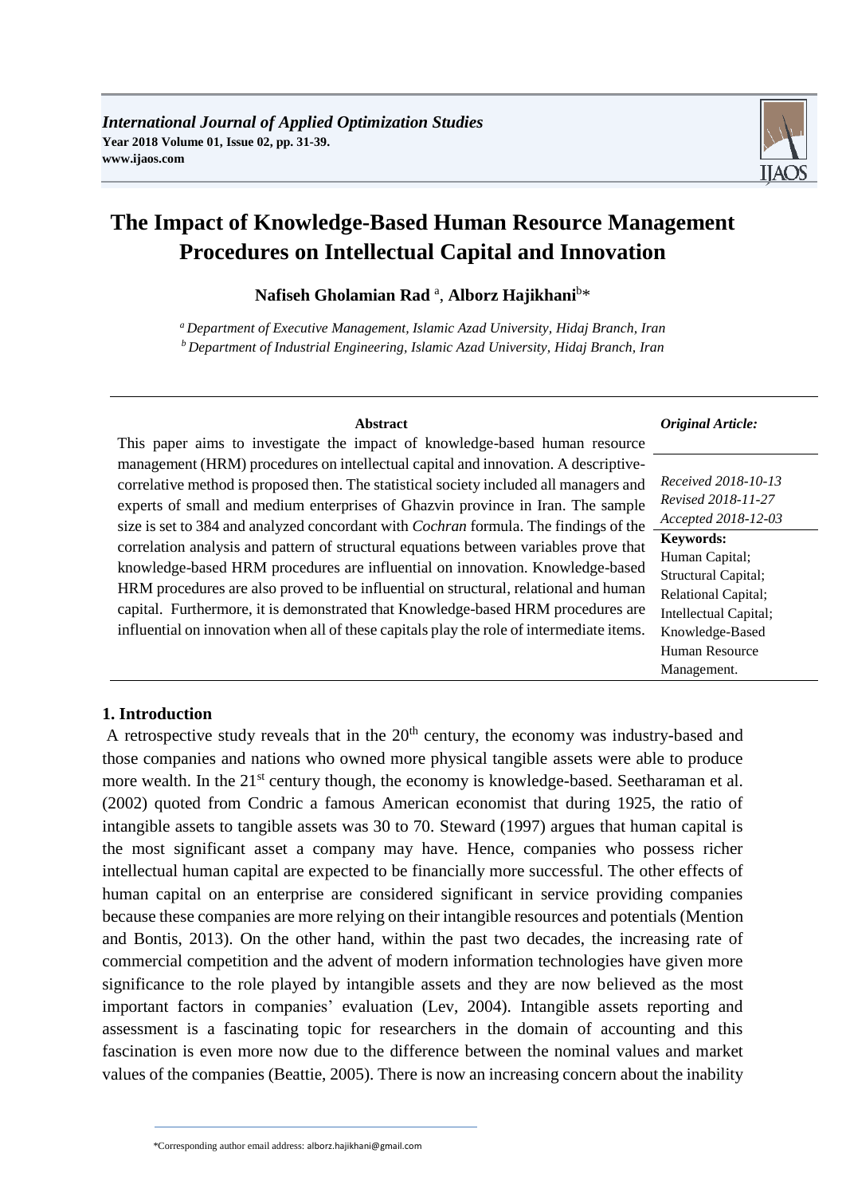# The Impact of Knowledge-Based Human Resource Management Procedures on Intellectual Capital and Innovation

**Nafiseh Gholamian Rad** [a], **Alborz Hajikhani**[b]*

[a] *Department of Executive Management, Islamic Azad University, Hidaj Branch, Iran*
[b] *Department of Industrial Engineering, Islamic Azad University, Hidaj Branch, Iran*

**Abstract**

This paper aims to investigate the impact of knowledge-based human resource management (HRM) procedures on intellectual capital and innovation. A descriptive-correlative method is proposed then. The statistical society included all managers and experts of small and medium enterprises of Ghazvin province in Iran. The sample size is set to 384 and analyzed concordant with *Cochran* formula. The findings of the correlation analysis and pattern of structural equations between variables prove that knowledge-based HRM procedures are influential on innovation. Knowledge-based HRM procedures are also proved to be influential on structural, relational and human capital. Furthermore, it is demonstrated that Knowledge-based HRM procedures are influential on innovation when all of these capitals play the role of intermediate items.

***Original Article:***

*Received 2018-10-13*
*Revised 2018-11-27*
*Accepted 2018-12-03*

**Keywords:**
Human Capital;
Structural Capital;
Relational Capital;
Intellectual Capital;
Knowledge-Based Human Resource Management.

## 1. Introduction

A retrospective study reveals that in the 20th century, the economy was industry-based and those companies and nations who owned more physical tangible assets were able to produce more wealth. In the 21st century though, the economy is knowledge-based. Seetharaman et al. (2002) quoted from Condric a famous American economist that during 1925, the ratio of intangible assets to tangible assets was 30 to 70. Steward (1997) argues that human capital is the most significant asset a company may have. Hence, companies who possess richer intellectual human capital are expected to be financially more successful. The other effects of human capital on an enterprise are considered significant in service providing companies because these companies are more relying on their intangible resources and potentials (Mention and Bontis, 2013). On the other hand, within the past two decades, the increasing rate of commercial competition and the advent of modern information technologies have given more significance to the role played by intangible assets and they are now believed as the most important factors in companies' evaluation (Lev, 2004). Intangible assets reporting and assessment is a fascinating topic for researchers in the domain of accounting and this fascination is even more now due to the difference between the nominal values and market values of the companies (Beattie, 2005). There is now an increasing concern about the inability

*Corresponding author email address: alborz.hajikhani@gmail.com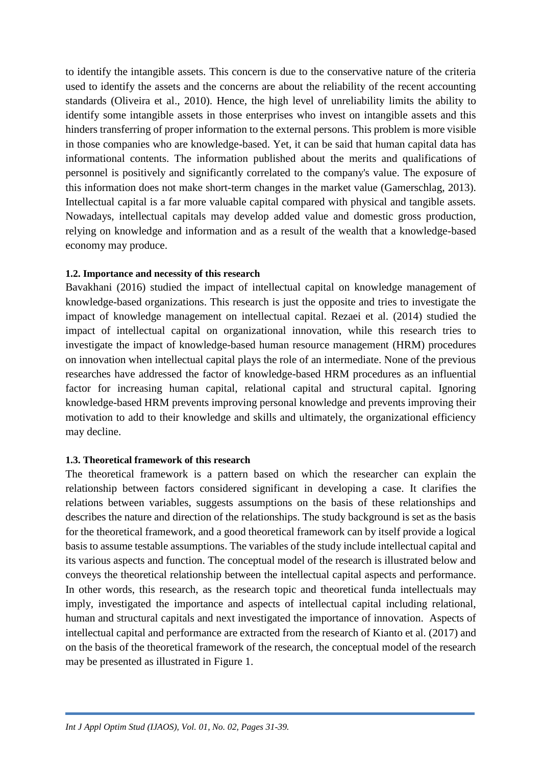to identify the intangible assets. This concern is due to the conservative nature of the criteria used to identify the assets and the concerns are about the reliability of the recent accounting standards (Oliveira et al., 2010). Hence, the high level of unreliability limits the ability to identify some intangible assets in those enterprises who invest on intangible assets and this hinders transferring of proper information to the external persons. This problem is more visible in those companies who are knowledge-based. Yet, it can be said that human capital data has informational contents. The information published about the merits and qualifications of personnel is positively and significantly correlated to the company's value. The exposure of this information does not make short-term changes in the market value (Gamerschlag, 2013). Intellectual capital is a far more valuable capital compared with physical and tangible assets. Nowadays, intellectual capitals may develop added value and domestic gross production, relying on knowledge and information and as a result of the wealth that a knowledge-based economy may produce.

### 1.2. Importance and necessity of this research

Bavakhani (2016) studied the impact of intellectual capital on knowledge management of knowledge-based organizations. This research is just the opposite and tries to investigate the impact of knowledge management on intellectual capital. Rezaei et al. (2014) studied the impact of intellectual capital on organizational innovation, while this research tries to investigate the impact of knowledge-based human resource management (HRM) procedures on innovation when intellectual capital plays the role of an intermediate. None of the previous researches have addressed the factor of knowledge-based HRM procedures as an influential factor for increasing human capital, relational capital and structural capital. Ignoring knowledge-based HRM prevents improving personal knowledge and prevents improving their motivation to add to their knowledge and skills and ultimately, the organizational efficiency may decline.

### 1.3. Theoretical framework of this research

The theoretical framework is a pattern based on which the researcher can explain the relationship between factors considered significant in developing a case. It clarifies the relations between variables, suggests assumptions on the basis of these relationships and describes the nature and direction of the relationships. The study background is set as the basis for the theoretical framework, and a good theoretical framework can by itself provide a logical basis to assume testable assumptions. The variables of the study include intellectual capital and its various aspects and function. The conceptual model of the research is illustrated below and conveys the theoretical relationship between the intellectual capital aspects and performance. In other words, this research, as the research topic and theoretical funda intellectuals may imply, investigated the importance and aspects of intellectual capital including relational, human and structural capitals and next investigated the importance of innovation. Aspects of intellectual capital and performance are extracted from the research of Kianto et al. (2017) and on the basis of the theoretical framework of the research, the conceptual model of the research may be presented as illustrated in Figure 1.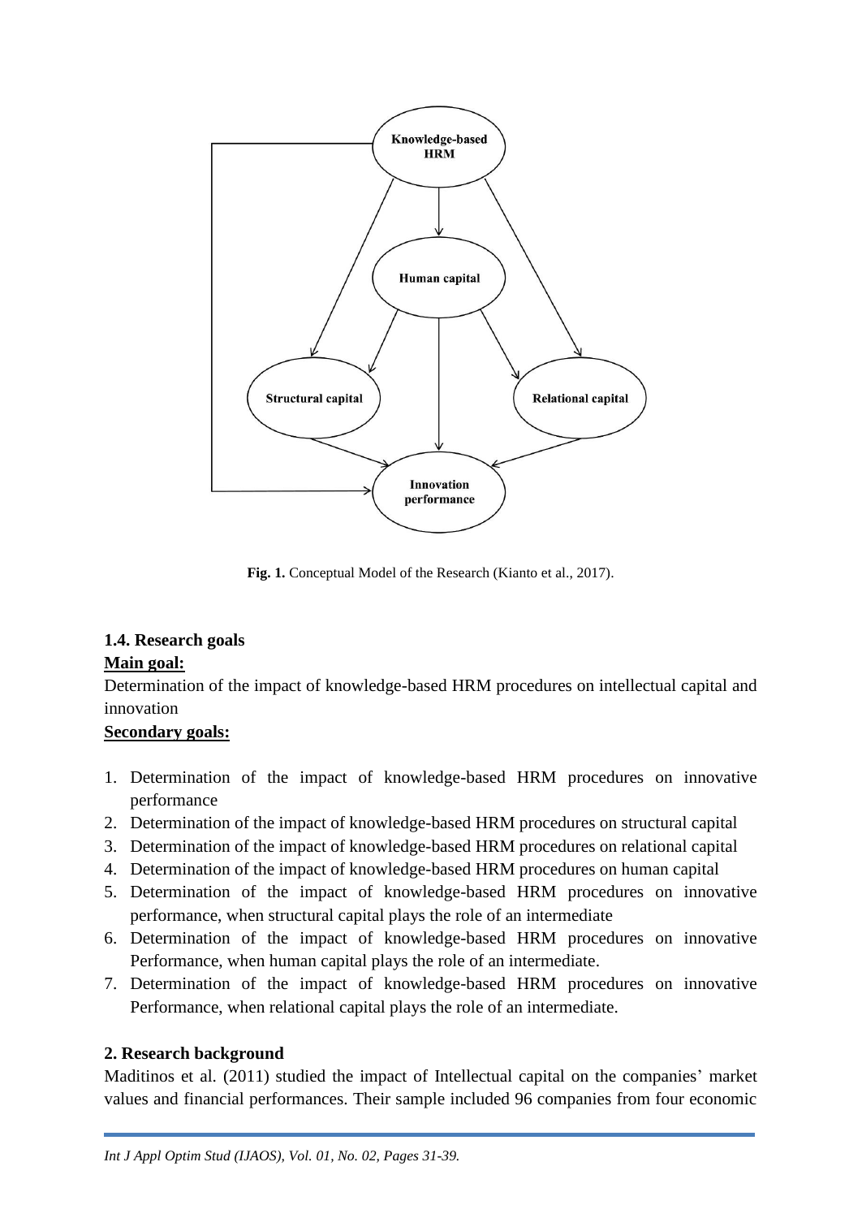**Fig. 1.** Conceptual Model of the Research (Kianto et al., 2017).

### 1.4. Research goals

**Main goal:**

Determination of the impact of knowledge-based HRM procedures on intellectual capital and innovation

**Secondary goals:**

1. Determination of the impact of knowledge-based HRM procedures on innovative performance
2. Determination of the impact of knowledge-based HRM procedures on structural capital
3. Determination of the impact of knowledge-based HRM procedures on relational capital
4. Determination of the impact of knowledge-based HRM procedures on human capital
5. Determination of the impact of knowledge-based HRM procedures on innovative performance, when structural capital plays the role of an intermediate
6. Determination of the impact of knowledge-based HRM procedures on innovative Performance, when human capital plays the role of an intermediate.
7. Determination of the impact of knowledge-based HRM procedures on innovative Performance, when relational capital plays the role of an intermediate.

## 2. Research background

Maditinos et al. (2011) studied the impact of Intellectual capital on the companies' market values and financial performances. Their sample included 96 companies from four economic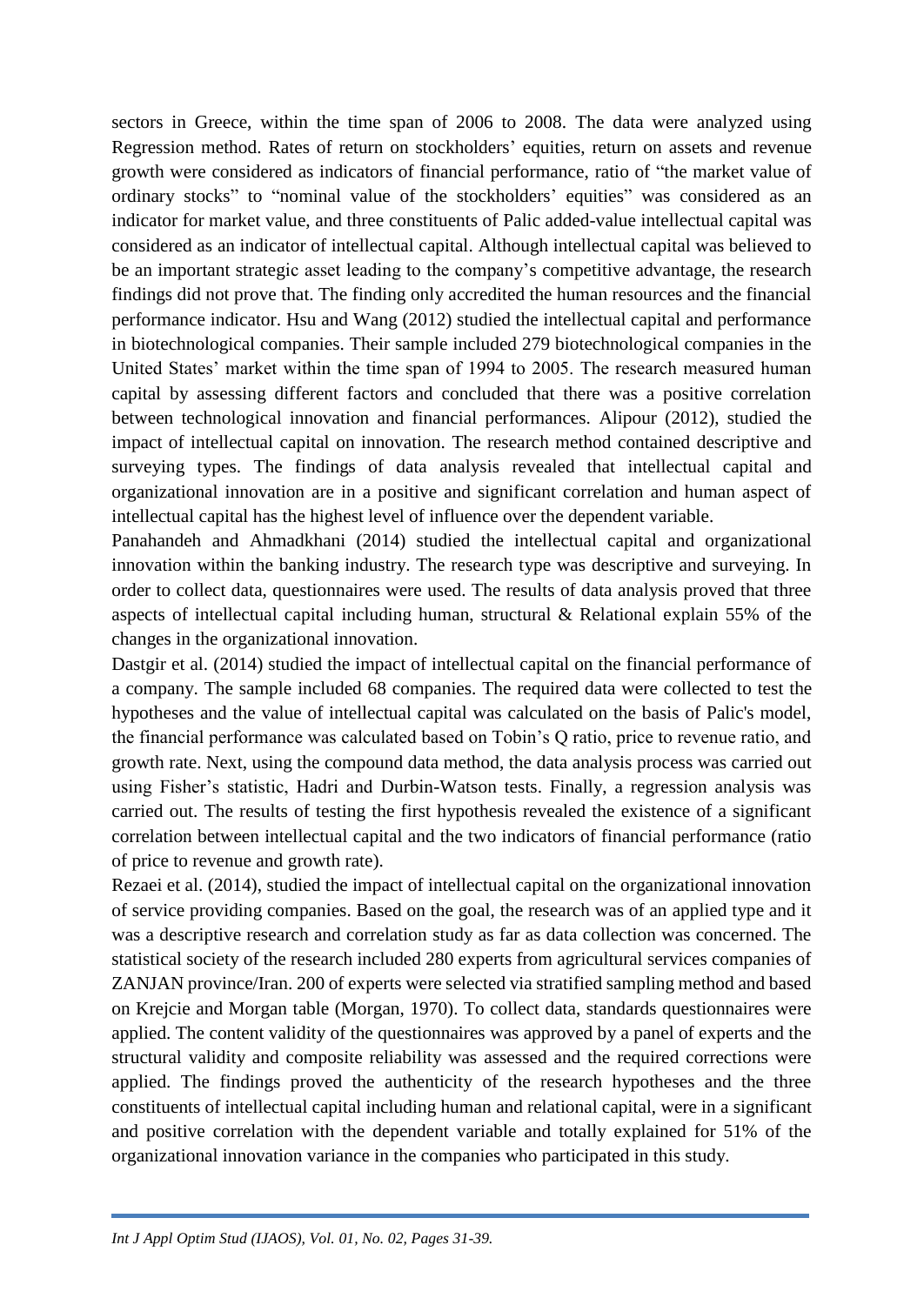sectors in Greece, within the time span of 2006 to 2008. The data were analyzed using Regression method. Rates of return on stockholders' equities, return on assets and revenue growth were considered as indicators of financial performance, ratio of "the market value of ordinary stocks" to "nominal value of the stockholders' equities" was considered as an indicator for market value, and three constituents of Palic added-value intellectual capital was considered as an indicator of intellectual capital. Although intellectual capital was believed to be an important strategic asset leading to the company's competitive advantage, the research findings did not prove that. The finding only accredited the human resources and the financial performance indicator. Hsu and Wang (2012) studied the intellectual capital and performance in biotechnological companies. Their sample included 279 biotechnological companies in the United States' market within the time span of 1994 to 2005. The research measured human capital by assessing different factors and concluded that there was a positive correlation between technological innovation and financial performances. Alipour (2012), studied the impact of intellectual capital on innovation. The research method contained descriptive and surveying types. The findings of data analysis revealed that intellectual capital and organizational innovation are in a positive and significant correlation and human aspect of intellectual capital has the highest level of influence over the dependent variable.

Panahandeh and Ahmadkhani (2014) studied the intellectual capital and organizational innovation within the banking industry. The research type was descriptive and surveying. In order to collect data, questionnaires were used. The results of data analysis proved that three aspects of intellectual capital including human, structural & Relational explain 55% of the changes in the organizational innovation.

Dastgir et al. (2014) studied the impact of intellectual capital on the financial performance of a company. The sample included 68 companies. The required data were collected to test the hypotheses and the value of intellectual capital was calculated on the basis of Palic's model, the financial performance was calculated based on Tobin's Q ratio, price to revenue ratio, and growth rate. Next, using the compound data method, the data analysis process was carried out using Fisher's statistic, Hadri and Durbin-Watson tests. Finally, a regression analysis was carried out. The results of testing the first hypothesis revealed the existence of a significant correlation between intellectual capital and the two indicators of financial performance (ratio of price to revenue and growth rate).

Rezaei et al. (2014), studied the impact of intellectual capital on the organizational innovation of service providing companies. Based on the goal, the research was of an applied type and it was a descriptive research and correlation study as far as data collection was concerned. The statistical society of the research included 280 experts from agricultural services companies of ZANJAN province/Iran. 200 of experts were selected via stratified sampling method and based on Krejcie and Morgan table (Morgan, 1970). To collect data, standards questionnaires were applied. The content validity of the questionnaires was approved by a panel of experts and the structural validity and composite reliability was assessed and the required corrections were applied. The findings proved the authenticity of the research hypotheses and the three constituents of intellectual capital including human and relational capital, were in a significant and positive correlation with the dependent variable and totally explained for 51% of the organizational innovation variance in the companies who participated in this study.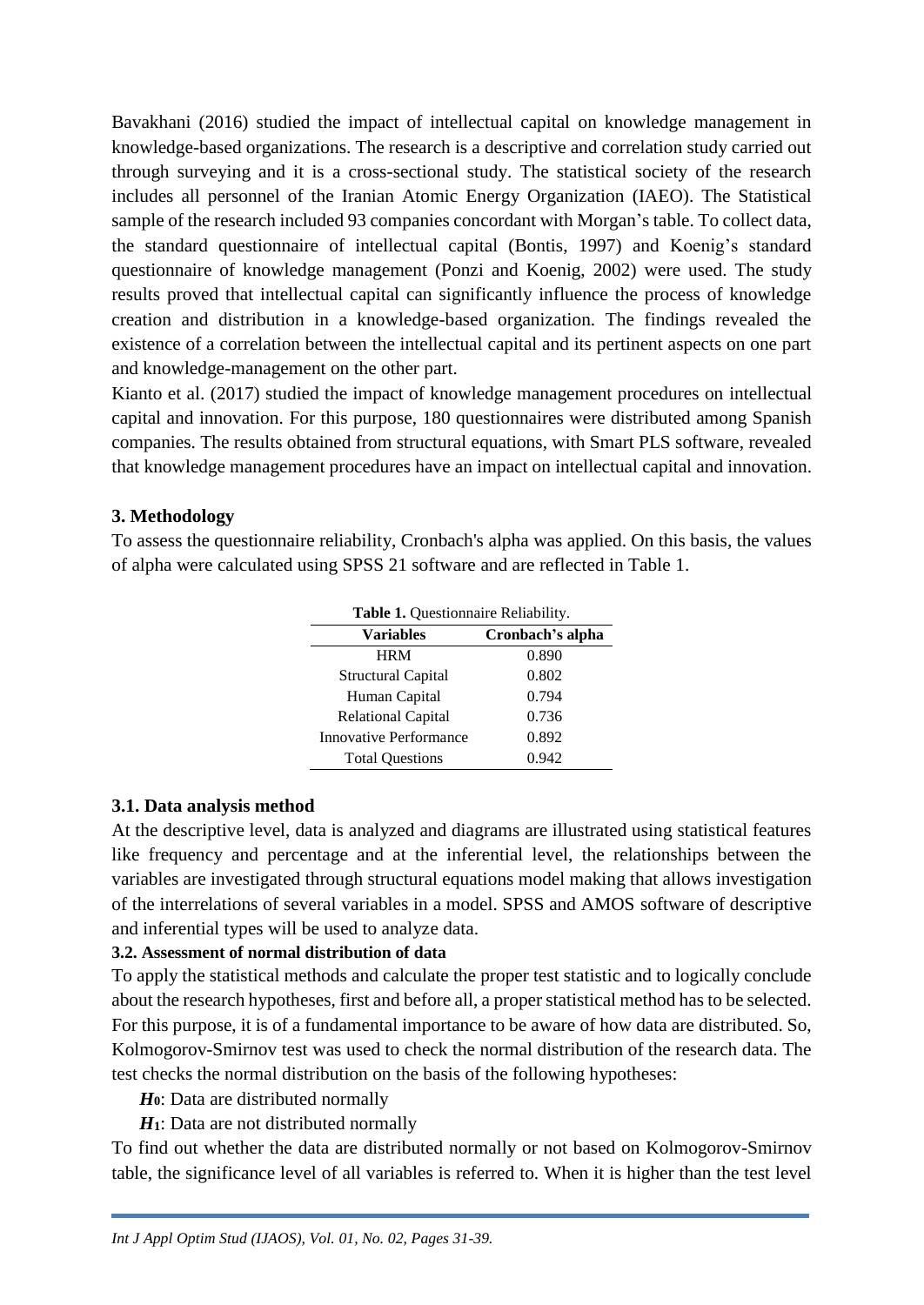Bavakhani (2016) studied the impact of intellectual capital on knowledge management in knowledge-based organizations. The research is a descriptive and correlation study carried out through surveying and it is a cross-sectional study. The statistical society of the research includes all personnel of the Iranian Atomic Energy Organization (IAEO). The Statistical sample of the research included 93 companies concordant with Morgan's table. To collect data, the standard questionnaire of intellectual capital (Bontis, 1997) and Koenig's standard questionnaire of knowledge management (Ponzi and Koenig, 2002) were used. The study results proved that intellectual capital can significantly influence the process of knowledge creation and distribution in a knowledge-based organization. The findings revealed the existence of a correlation between the intellectual capital and its pertinent aspects on one part and knowledge-management on the other part.

Kianto et al. (2017) studied the impact of knowledge management procedures on intellectual capital and innovation. For this purpose, 180 questionnaires were distributed among Spanish companies. The results obtained from structural equations, with Smart PLS software, revealed that knowledge management procedures have an impact on intellectual capital and innovation.

## 3. Methodology

To assess the questionnaire reliability, Cronbach's alpha was applied. On this basis, the values of alpha were calculated using SPSS 21 software and are reflected in Table 1.

**Table 1.** Questionnaire Reliability.

| Variables | Cronbach's alpha |
|---|---|
| HRM | 0.890 |
| Structural Capital | 0.802 |
| Human Capital | 0.794 |
| Relational Capital | 0.736 |
| Innovative Performance | 0.892 |
| Total Questions | 0.942 |

### 3.1. Data analysis method

At the descriptive level, data is analyzed and diagrams are illustrated using statistical features like frequency and percentage and at the inferential level, the relationships between the variables are investigated through structural equations model making that allows investigation of the interrelations of several variables in a model. SPSS and AMOS software of descriptive and inferential types will be used to analyze data.

#### 3.2. Assessment of normal distribution of data

To apply the statistical methods and calculate the proper test statistic and to logically conclude about the research hypotheses, first and before all, a proper statistical method has to be selected. For this purpose, it is of a fundamental importance to be aware of how data are distributed. So, Kolmogorov-Smirnov test was used to check the normal distribution of the research data. The test checks the normal distribution on the basis of the following hypotheses:

$H_0$: Data are distributed normally

$H_1$: Data are not distributed normally

To find out whether the data are distributed normally or not based on Kolmogorov-Smirnov table, the significance level of all variables is referred to. When it is higher than the test level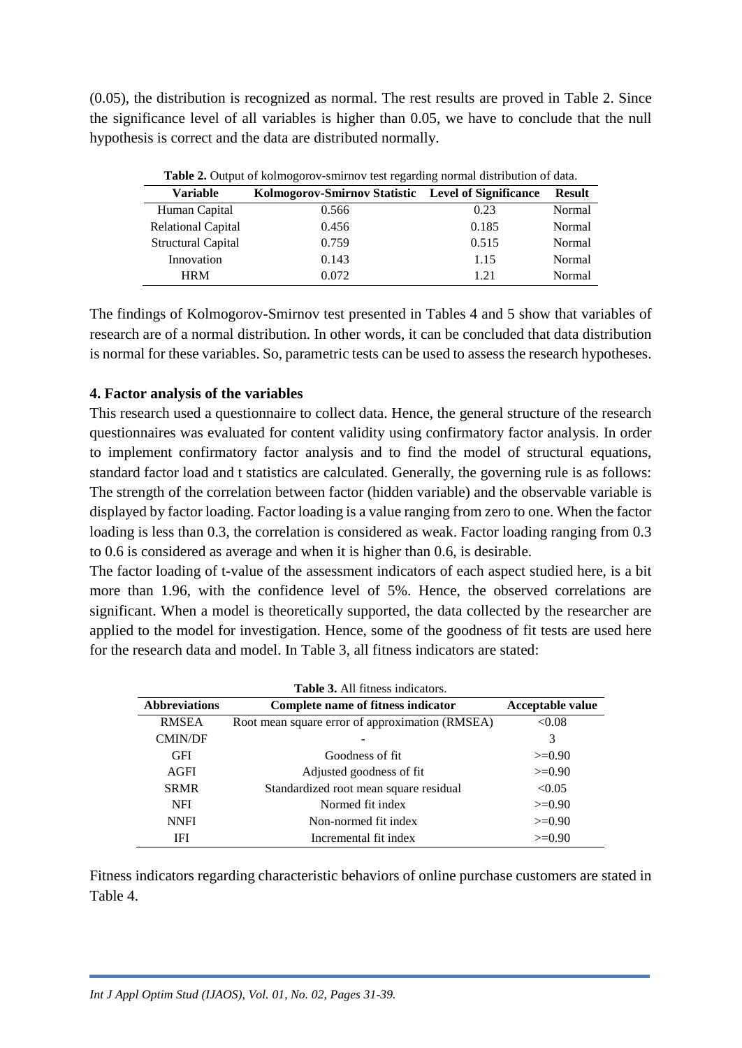(0.05), the distribution is recognized as normal. The rest results are proved in Table 2. Since the significance level of all variables is higher than 0.05, we have to conclude that the null hypothesis is correct and the data are distributed normally.

**Table 2.** Output of kolmogorov-smirnov test regarding normal distribution of data.

| Variable | Kolmogorov-Smirnov Statistic | Level of Significance | Result |
|---|---|---|---|
| Human Capital | 0.566 | 0.23 | Normal |
| Relational Capital | 0.456 | 0.185 | Normal |
| Structural Capital | 0.759 | 0.515 | Normal |
| Innovation | 0.143 | 1.15 | Normal |
| HRM | 0.072 | 1.21 | Normal |

The findings of Kolmogorov-Smirnov test presented in Tables 4 and 5 show that variables of research are of a normal distribution. In other words, it can be concluded that data distribution is normal for these variables. So, parametric tests can be used to assess the research hypotheses.

**4. Factor analysis of the variables**

This research used a questionnaire to collect data. Hence, the general structure of the research questionnaires was evaluated for content validity using confirmatory factor analysis. In order to implement confirmatory factor analysis and to find the model of structural equations, standard factor load and t statistics are calculated. Generally, the governing rule is as follows: The strength of the correlation between factor (hidden variable) and the observable variable is displayed by factor loading. Factor loading is a value ranging from zero to one. When the factor loading is less than 0.3, the correlation is considered as weak. Factor loading ranging from 0.3 to 0.6 is considered as average and when it is higher than 0.6, is desirable.

The factor loading of t-value of the assessment indicators of each aspect studied here, is a bit more than 1.96, with the confidence level of 5%. Hence, the observed correlations are significant. When a model is theoretically supported, the data collected by the researcher are applied to the model for investigation. Hence, some of the goodness of fit tests are used here for the research data and model. In Table 3, all fitness indicators are stated:

**Table 3.** All fitness indicators.

| Abbreviations | Complete name of fitness indicator | Acceptable value |
|---|---|---|
| RMSEA | Root mean square error of approximation (RMSEA) | <0.08 |
| CMIN/DF | - | 3 |
| GFI | Goodness of fit | >=0.90 |
| AGFI | Adjusted goodness of fit | >=0.90 |
| SRMR | Standardized root mean square residual | <0.05 |
| NFI | Normed fit index | >=0.90 |
| NNFI | Non-normed fit index | >=0.90 |
| IFI | Incremental fit index | >=0.90 |

Fitness indicators regarding characteristic behaviors of online purchase customers are stated in Table 4.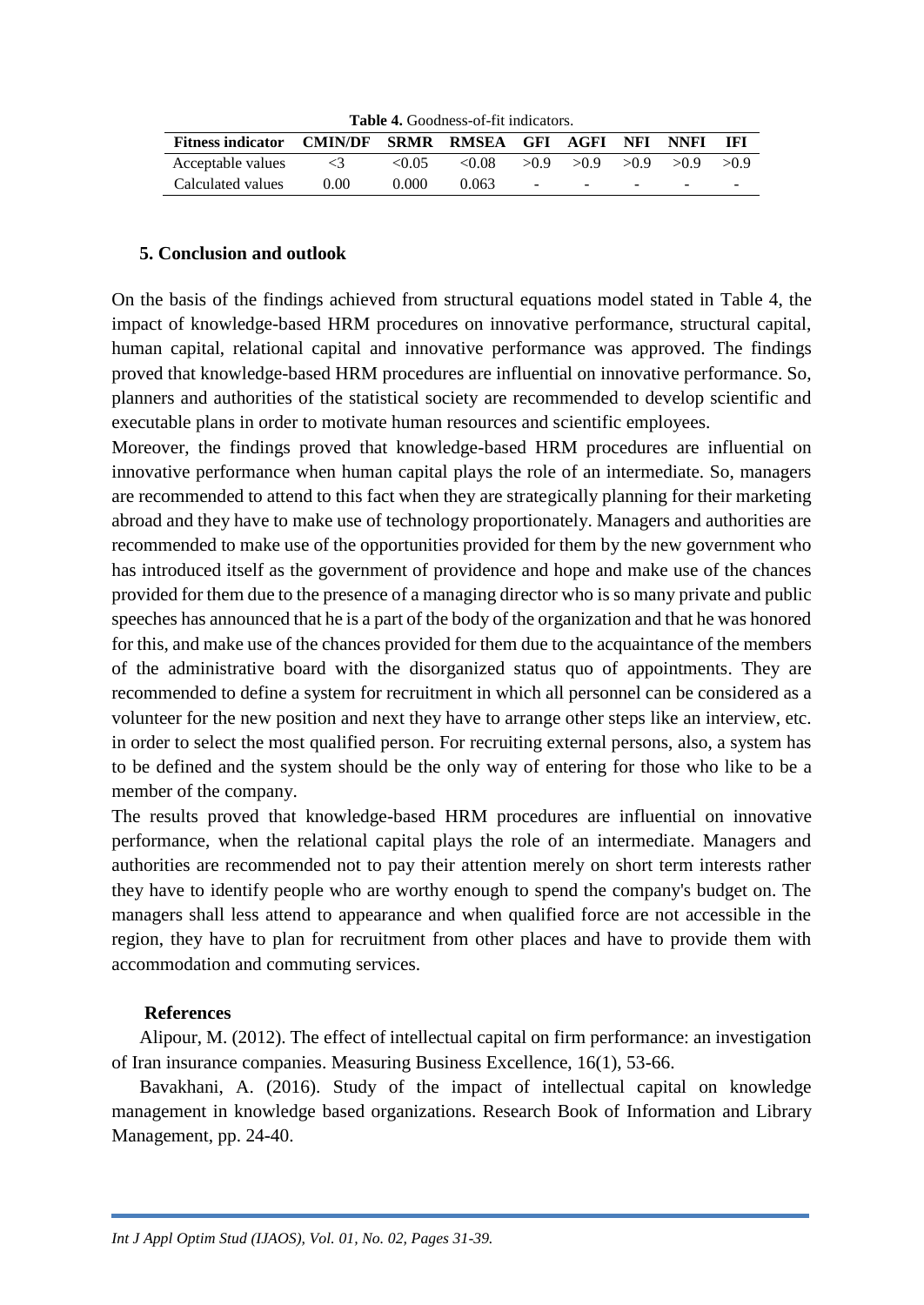**Table 4.** Goodness-of-fit indicators.

| Fitness indicator | CMIN/DF | SRMR | RMSEA | GFI | AGFI | NFI | NNFI | IFI |
|---|---|---|---|---|---|---|---|---|
| Acceptable values | <3 | <0.05 | <0.08 | >0.9 | >0.9 | >0.9 | >0.9 | >0.9 |
| Calculated values | 0.00 | 0.000 | 0.063 | - | - | - | - | - |

## 5. Conclusion and outlook

On the basis of the findings achieved from structural equations model stated in Table 4, the impact of knowledge-based HRM procedures on innovative performance, structural capital, human capital, relational capital and innovative performance was approved. The findings proved that knowledge-based HRM procedures are influential on innovative performance. So, planners and authorities of the statistical society are recommended to develop scientific and executable plans in order to motivate human resources and scientific employees.

Moreover, the findings proved that knowledge-based HRM procedures are influential on innovative performance when human capital plays the role of an intermediate. So, managers are recommended to attend to this fact when they are strategically planning for their marketing abroad and they have to make use of technology proportionately. Managers and authorities are recommended to make use of the opportunities provided for them by the new government who has introduced itself as the government of providence and hope and make use of the chances provided for them due to the presence of a managing director who is so many private and public speeches has announced that he is a part of the body of the organization and that he was honored for this, and make use of the chances provided for them due to the acquaintance of the members of the administrative board with the disorganized status quo of appointments. They are recommended to define a system for recruitment in which all personnel can be considered as a volunteer for the new position and next they have to arrange other steps like an interview, etc. in order to select the most qualified person. For recruiting external persons, also, a system has to be defined and the system should be the only way of entering for those who like to be a member of the company.

The results proved that knowledge-based HRM procedures are influential on innovative performance, when the relational capital plays the role of an intermediate. Managers and authorities are recommended not to pay their attention merely on short term interests rather they have to identify people who are worthy enough to spend the company's budget on. The managers shall less attend to appearance and when qualified force are not accessible in the region, they have to plan for recruitment from other places and have to provide them with accommodation and commuting services.

## References

Alipour, M. (2012). The effect of intellectual capital on firm performance: an investigation of Iran insurance companies. Measuring Business Excellence, 16(1), 53-66.

Bavakhani, A. (2016). Study of the impact of intellectual capital on knowledge management in knowledge based organizations. Research Book of Information and Library Management, pp. 24-40.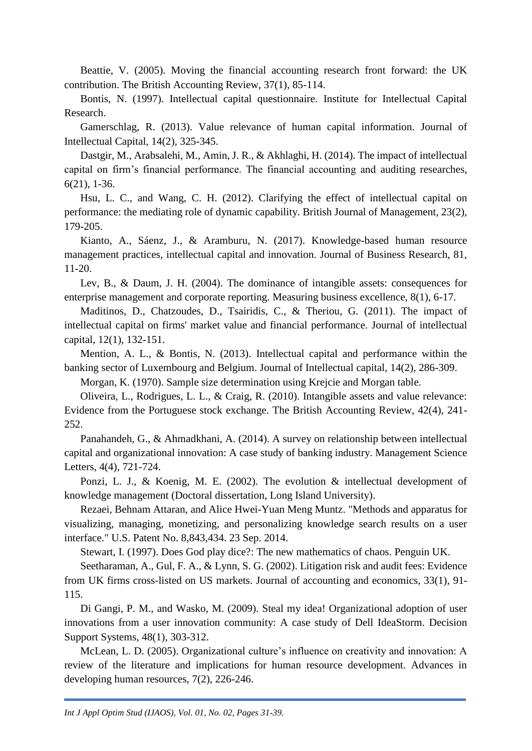Beattie, V. (2005). Moving the financial accounting research front forward: the UK contribution. The British Accounting Review, 37(1), 85-114.

Bontis, N. (1997). Intellectual capital questionnaire. Institute for Intellectual Capital Research.

Gamerschlag, R. (2013). Value relevance of human capital information. Journal of Intellectual Capital, 14(2), 325-345.

Dastgir, M., Arabsalehi, M., Amin, J. R., & Akhlaghi, H. (2014). The impact of intellectual capital on firm's financial performance. The financial accounting and auditing researches, 6(21), 1-36.

Hsu, L. C., and Wang, C. H. (2012). Clarifying the effect of intellectual capital on performance: the mediating role of dynamic capability. British Journal of Management, 23(2), 179-205.

Kianto, A., Sáenz, J., & Aramburu, N. (2017). Knowledge-based human resource management practices, intellectual capital and innovation. Journal of Business Research, 81, 11-20.

Lev, B., & Daum, J. H. (2004). The dominance of intangible assets: consequences for enterprise management and corporate reporting. Measuring business excellence, 8(1), 6-17.

Maditinos, D., Chatzoudes, D., Tsairidis, C., & Theriou, G. (2011). The impact of intellectual capital on firms' market value and financial performance. Journal of intellectual capital, 12(1), 132-151.

Mention, A. L., & Bontis, N. (2013). Intellectual capital and performance within the banking sector of Luxembourg and Belgium. Journal of Intellectual capital, 14(2), 286-309.

Morgan, K. (1970). Sample size determination using Krejcie and Morgan table.

Oliveira, L., Rodrigues, L. L., & Craig, R. (2010). Intangible assets and value relevance: Evidence from the Portuguese stock exchange. The British Accounting Review, 42(4), 241-252.

Panahandeh, G., & Ahmadkhani, A. (2014). A survey on relationship between intellectual capital and organizational innovation: A case study of banking industry. Management Science Letters, 4(4), 721-724.

Ponzi, L. J., & Koenig, M. E. (2002). The evolution & intellectual development of knowledge management (Doctoral dissertation, Long Island University).

Rezaei, Behnam Attaran, and Alice Hwei-Yuan Meng Muntz. "Methods and apparatus for visualizing, managing, monetizing, and personalizing knowledge search results on a user interface." U.S. Patent No. 8,843,434. 23 Sep. 2014.

Stewart, I. (1997). Does God play dice?: The new mathematics of chaos. Penguin UK.

Seetharaman, A., Gul, F. A., & Lynn, S. G. (2002). Litigation risk and audit fees: Evidence from UK firms cross-listed on US markets. Journal of accounting and economics, 33(1), 91-115.

Di Gangi, P. M., and Wasko, M. (2009). Steal my idea! Organizational adoption of user innovations from a user innovation community: A case study of Dell IdeaStorm. Decision Support Systems, 48(1), 303-312.

McLean, L. D. (2005). Organizational culture's influence on creativity and innovation: A review of the literature and implications for human resource development. Advances in developing human resources, 7(2), 226-246.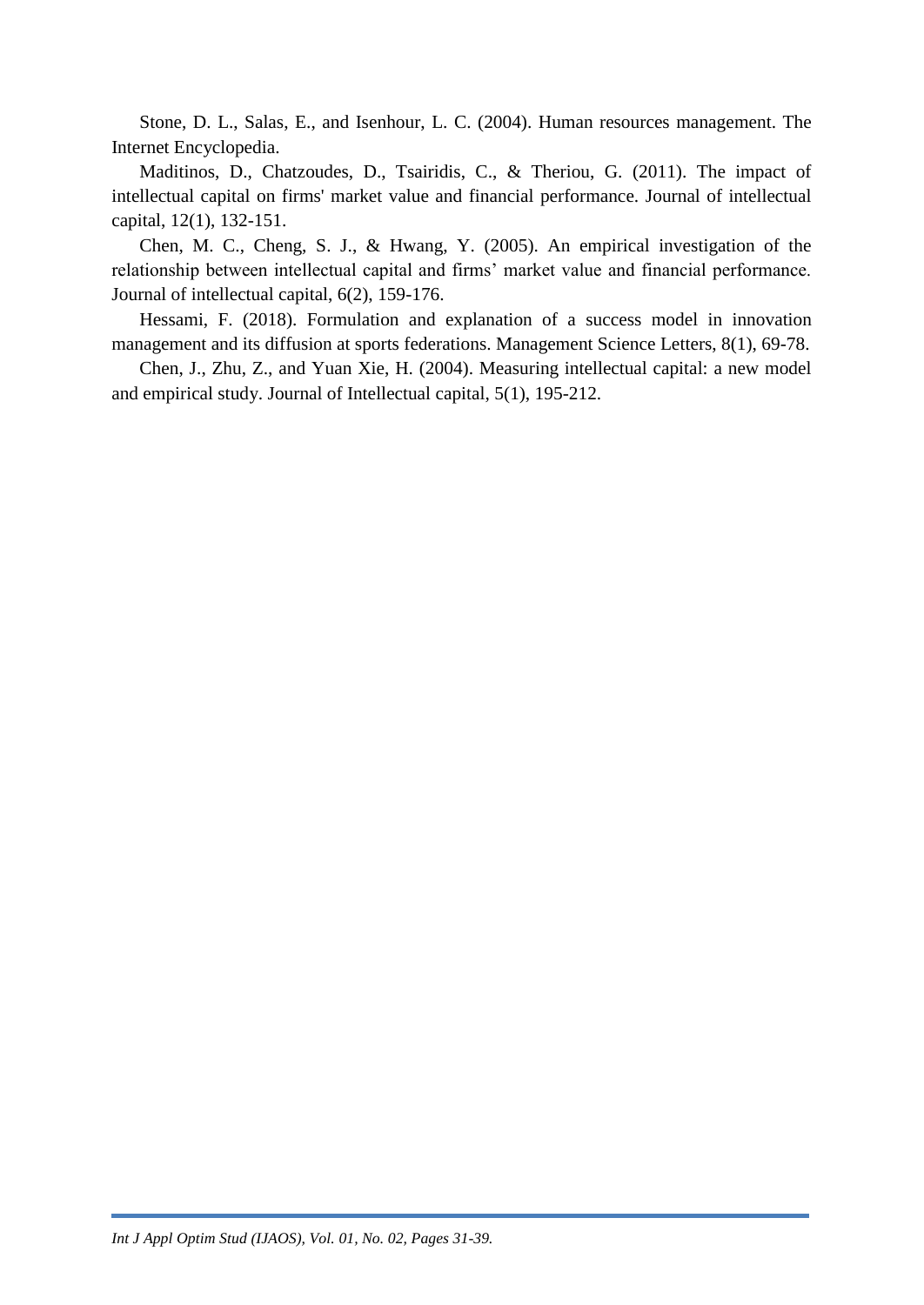Stone, D. L., Salas, E., and Isenhour, L. C. (2004). Human resources management. The Internet Encyclopedia.

Maditinos, D., Chatzoudes, D., Tsairidis, C., & Theriou, G. (2011). The impact of intellectual capital on firms' market value and financial performance. Journal of intellectual capital, 12(1), 132-151.

Chen, M. C., Cheng, S. J., & Hwang, Y. (2005). An empirical investigation of the relationship between intellectual capital and firms' market value and financial performance. Journal of intellectual capital, 6(2), 159-176.

Hessami, F. (2018). Formulation and explanation of a success model in innovation management and its diffusion at sports federations. Management Science Letters, 8(1), 69-78.

Chen, J., Zhu, Z., and Yuan Xie, H. (2004). Measuring intellectual capital: a new model and empirical study. Journal of Intellectual capital, 5(1), 195-212.